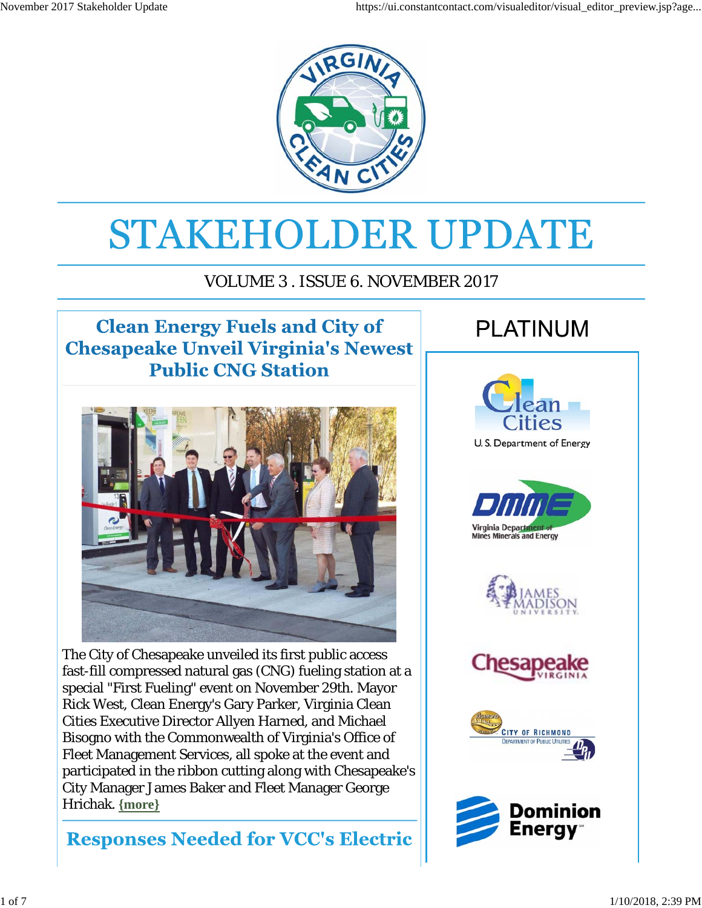# STAKEHOLDER UPDATE

VOLUME 3 . ISSUE 6. NOVEMBER 2017

## Clean Energy Fuels and City of Chesapeake Unveil Virginia's Newest Public CNG Station

The City of Chesapeake unveiled its first public access fast-fill compressed natural gas (CNG) fueling station at a special "First Fueling" event on November 29th. Mayor Rick West, Clean Energy's Gary Parker, Virginia Clean Cities Executive Director Allyen Harned, and Michael Bisogno with the Commonwealth of Virginia's Office of Fleet Management Services, all spoke at the event and participated in the ribbon cutting along with Chesapeake's City Manager James Baker and Fleet Manager George Hrichak. **{more}**

## Responses Needed for VCC's Electric

PLATINUM

Clean Cities U. S. Department of Energy

DMME Virginia Department of Mines Minerals and Energy

James Madison University

Chesapeake Virginia

City of Richmond Department of Public Utilities

Dominion Energy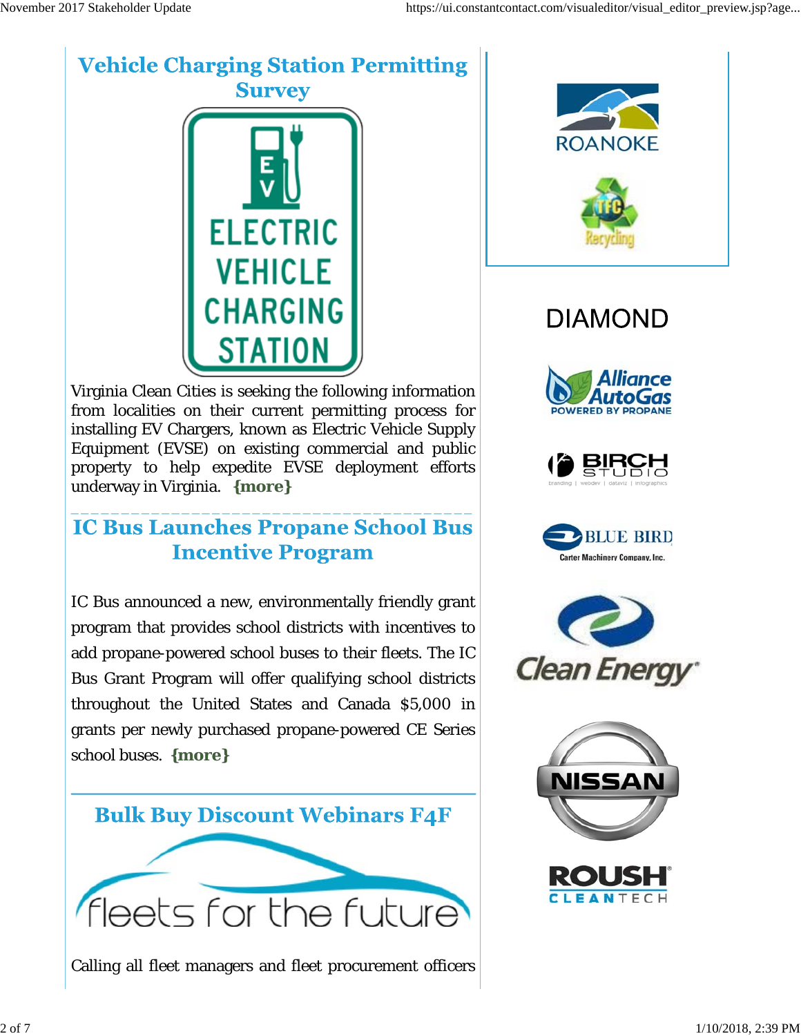## Vehicle Charging Station Permitting Survey

Virginia Clean Cities is seeking the following information from localities on their current permitting process for installing EV Chargers, known as Electric Vehicle Supply Equipment (EVSE) on existing commercial and public property to help expedite EVSE deployment efforts underway in Virginia. **{more}**

## IC Bus Launches Propane School Bus Incentive Program

IC Bus announced a new, environmentally friendly grant program that provides school districts with incentives to add propane-powered school buses to their fleets. The IC Bus Grant Program will offer qualifying school districts throughout the United States and Canada $5,000 in grants per newly purchased propane-powered CE Series school buses. **{more}**

## Bulk Buy Discount Webinars F4F

Calling all fleet managers and fleet procurement officers

DIAMOND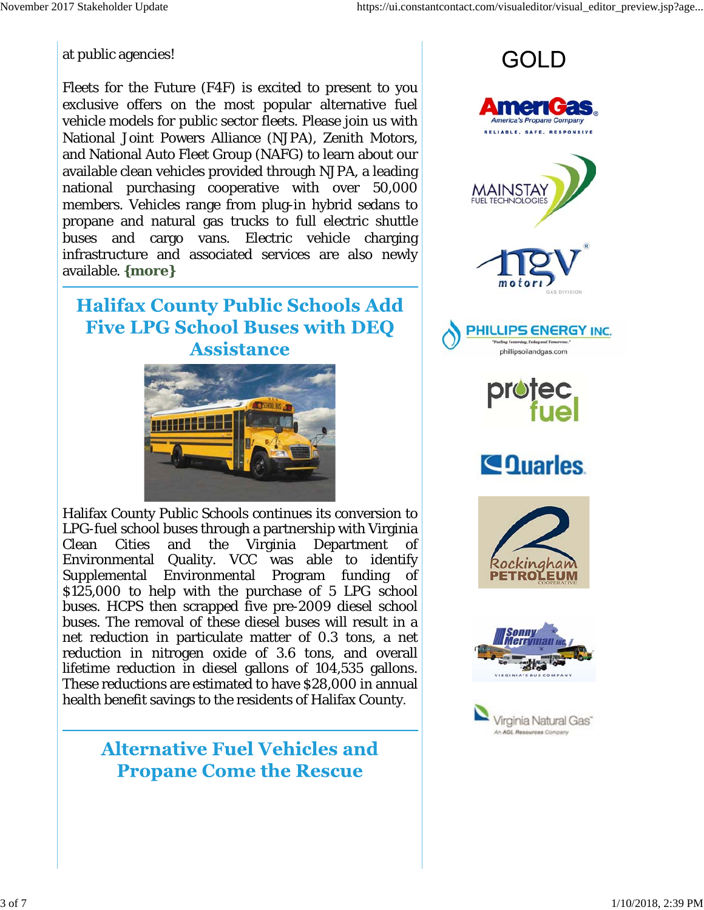at public agencies!

Fleets for the Future (F4F) is excited to present to you exclusive offers on the most popular alternative fuel vehicle models for public sector fleets. Please join us with National Joint Powers Alliance (NJPA), Zenith Motors, and National Auto Fleet Group (NAFG) to learn about our available clean vehicles provided through NJPA, a leading national purchasing cooperative with over 50,000 members. Vehicles range from plug-in hybrid sedans to propane and natural gas trucks to full electric shuttle buses and cargo vans. Electric vehicle charging infrastructure and associated services are also newly available. **{more}**

## Halifax County Public Schools Add Five LPG School Buses with DEQ Assistance

Halifax County Public Schools continues its conversion to LPG-fuel school buses through a partnership with Virginia Clean Cities and the Virginia Department of Environmental Quality. VCC was able to identify Supplemental Environmental Program funding of $125,000 to help with the purchase of 5 LPG school buses. HCPS then scrapped five pre-2009 diesel school buses. The removal of these diesel buses will result in a net reduction in particulate matter of 0.3 tons, a net reduction in nitrogen oxide of 3.6 tons, and overall lifetime reduction in diesel gallons of 104,535 gallons. These reductions are estimated to have $28,000 in annual health benefit savings to the residents of Halifax County.

## Alternative Fuel Vehicles and Propane Come the Rescue

GOLD

AmeriGas — America's Propane Company — Reliable. Safe. Responsive.

Mainstay Fuel Technologies

NGV Motori Gas Division

Phillips Energy Inc. — "Fueling Yesterday, Today and Tomorrow." — phillipsoilandgas.com

protec fuel

Quarles

Rockingham Petroleum Cooperative

Sonny Merryman Inc. — Virginia's Bus Company

Virginia Natural Gas — An AGL Resources Company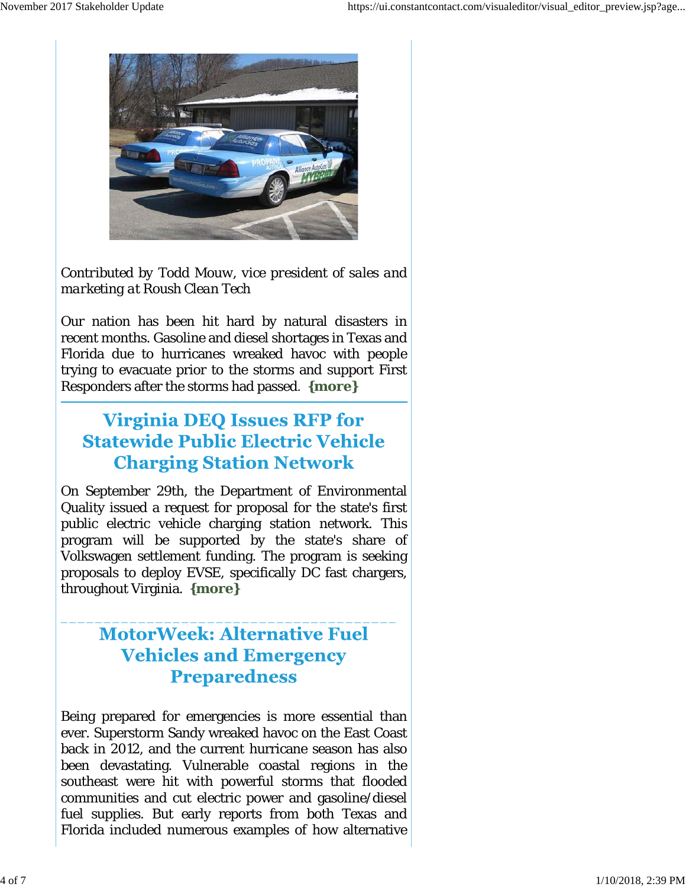*Contributed by Todd Mouw, vice president of sales and marketing at Roush Clean Tech*

Our nation has been hit hard by natural disasters in recent months. Gasoline and diesel shortages in Texas and Florida due to hurricanes wreaked havoc with people trying to evacuate prior to the storms and support First Responders after the storms had passed. **{more}**

---

## Virginia DEQ Issues RFP for Statewide Public Electric Vehicle Charging Station Network

On September 29th, the Department of Environmental Quality issued a request for proposal for the state's first public electric vehicle charging station network. This program will be supported by the state's share of Volkswagen settlement funding. The program is seeking proposals to deploy EVSE, specifically DC fast chargers, throughout Virginia. **{more}**

---

## MotorWeek: Alternative Fuel Vehicles and Emergency Preparedness

Being prepared for emergencies is more essential than ever. Superstorm Sandy wreaked havoc on the East Coast back in 2012, and the current hurricane season has also been devastating. Vulnerable coastal regions in the southeast were hit with powerful storms that flooded communities and cut electric power and gasoline/diesel fuel supplies. But early reports from both Texas and Florida included numerous examples of how alternative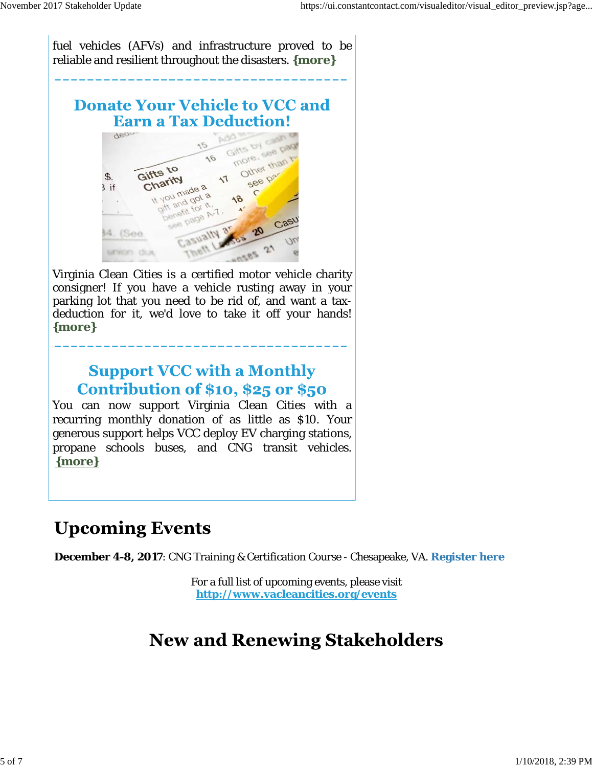fuel vehicles (AFVs) and infrastructure proved to be reliable and resilient throughout the disasters. **{more}**

---

## Donate Your Vehicle to VCC and Earn a Tax Deduction!

Virginia Clean Cities is a certified motor vehicle charity consigner! If you have a vehicle rusting away in your parking lot that you need to be rid of, and want a tax-deduction for it, we'd love to take it off your hands! **{more}**

---

## Support VCC with a Monthly Contribution of $10, $25 or $50

You can now support Virginia Clean Cities with a recurring monthly donation of as little as $10. Your generous support helps VCC deploy EV charging stations, propane schools buses, and CNG transit vehicles. **{more}**

# Upcoming Events

**December 4-8, 2017**: CNG Training & Certification Course - Chesapeake, VA. **Register here**

For a full list of upcoming events, please visit **http://www.vacleancities.org/events**

# New and Renewing Stakeholders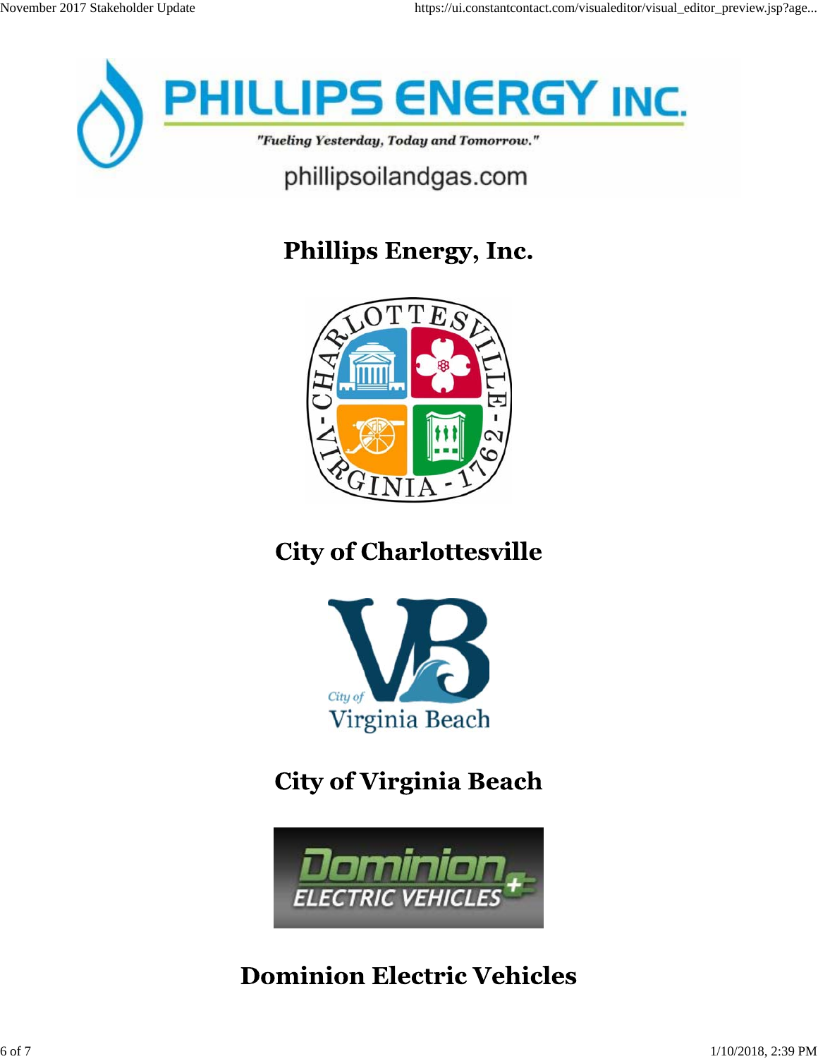## Phillips Energy, Inc.

## City of Charlottesville

## City of Virginia Beach

## Dominion Electric Vehicles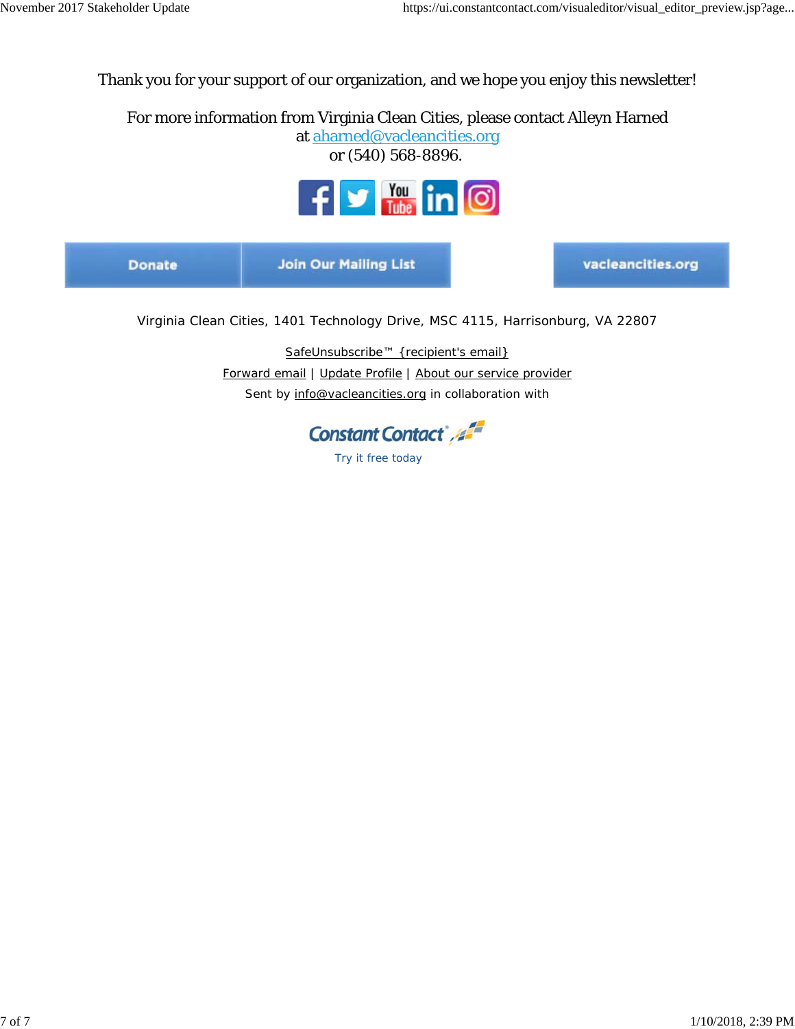Thank you for your support of our organization, and we hope you enjoy this newsletter!

For more information from Virginia Clean Cities, please contact Alleyn Harned at aharned@vacleancities.org or (540) 568-8896.

Donate | Join Our Mailing List | vacleancities.org

Virginia Clean Cities, 1401 Technology Drive, MSC 4115, Harrisonburg, VA 22807

SafeUnsubscribe™ {recipient's email}

Forward email | Update Profile | About our service provider

Sent by info@vacleancities.org in collaboration with

Constant Contact

Try it free today